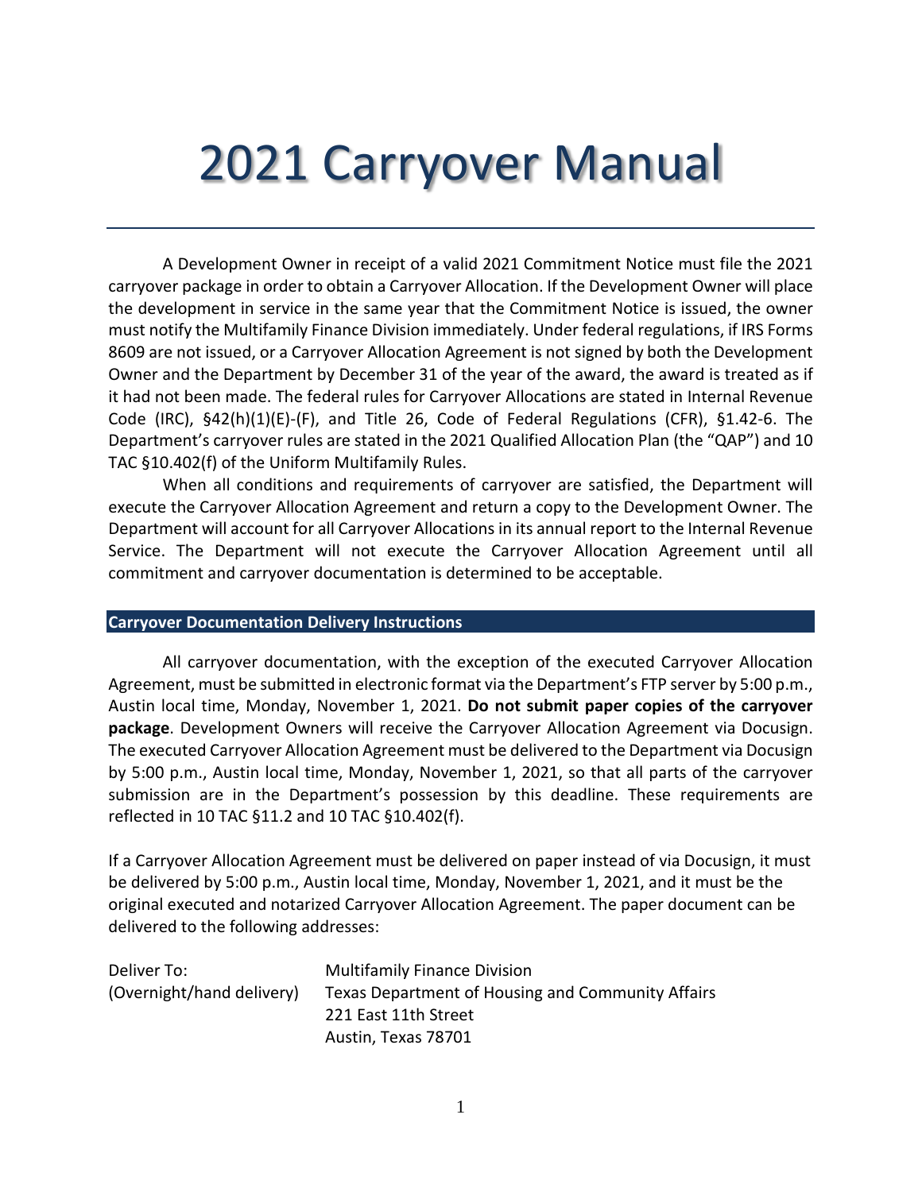# 2021 Carryover Manual

A Development Owner in receipt of a valid 2021 Commitment Notice must file the 2021 carryover package in order to obtain a Carryover Allocation. If the Development Owner will place the development in service in the same year that the Commitment Notice is issued, the owner must notify the Multifamily Finance Division immediately. Under federal regulations, if IRS Forms 8609 are not issued, or a Carryover Allocation Agreement is not signed by both the Development Owner and the Department by December 31 of the year of the award, the award is treated as if it had not been made. The federal rules for Carryover Allocations are stated in Internal Revenue Code (IRC), §42(h)(1)(E)-(F), and Title 26, Code of Federal Regulations (CFR), §1.42-6. The Department's carryover rules are stated in the 2021 Qualified Allocation Plan (the "QAP") and 10 TAC §10.402(f) of the Uniform Multifamily Rules.

When all conditions and requirements of carryover are satisfied, the Department will execute the Carryover Allocation Agreement and return a copy to the Development Owner. The Department will account for all Carryover Allocations in its annual report to the Internal Revenue Service. The Department will not execute the Carryover Allocation Agreement until all commitment and carryover documentation is determined to be acceptable.

## Carryover Documentation Delivery Instructions

All carryover documentation, with the exception of the executed Carryover Allocation Agreement, must be submitted in electronic format via the Department's FTP server by 5:00 p.m., Austin local time, Monday, November 1, 2021. **Do not submit paper copies of the carryover package**. Development Owners will receive the Carryover Allocation Agreement via Docusign. The executed Carryover Allocation Agreement must be delivered to the Department via Docusign by 5:00 p.m., Austin local time, Monday, November 1, 2021, so that all parts of the carryover submission are in the Department's possession by this deadline. These requirements are reflected in 10 TAC §11.2 and 10 TAC §10.402(f).

If a Carryover Allocation Agreement must be delivered on paper instead of via Docusign, it must be delivered by 5:00 p.m., Austin local time, Monday, November 1, 2021, and it must be the original executed and notarized Carryover Allocation Agreement. The paper document can be delivered to the following addresses:

| | |
|---|---|
| Deliver To: | Multifamily Finance Division |
| (Overnight/hand delivery) | Texas Department of Housing and Community Affairs |
| | 221 East 11th Street |
| | Austin, Texas 78701 |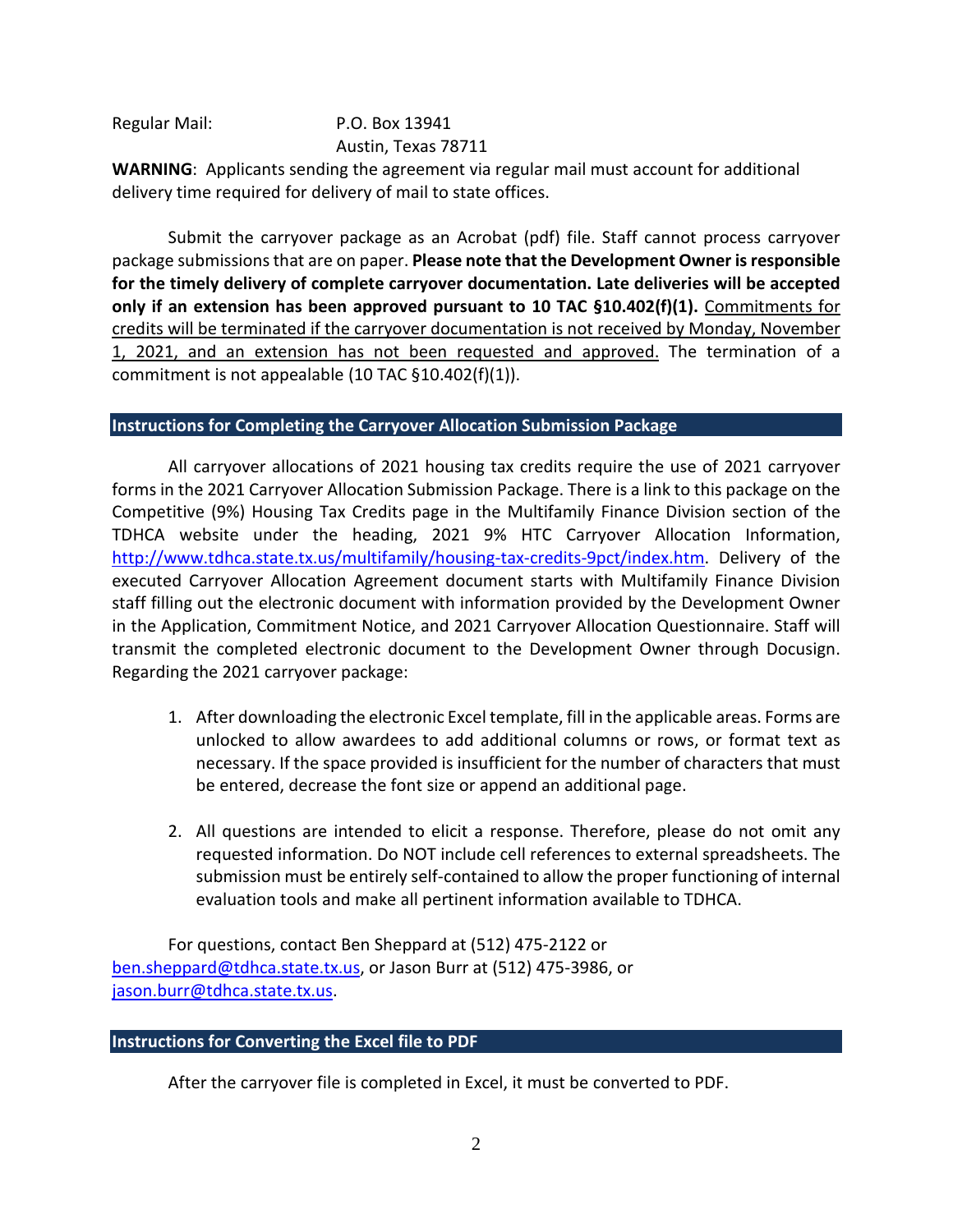Regular Mail: P.O. Box 13941
Austin, Texas 78711

**WARNING**: Applicants sending the agreement via regular mail must account for additional delivery time required for delivery of mail to state offices.

Submit the carryover package as an Acrobat (pdf) file. Staff cannot process carryover package submissions that are on paper. **Please note that the Development Owner is responsible for the timely delivery of complete carryover documentation. Late deliveries will be accepted only if an extension has been approved pursuant to 10 TAC §10.402(f)(1).** <u>Commitments for credits will be terminated if the carryover documentation is not received by Monday, November 1, 2021, and an extension has not been requested and approved.</u> The termination of a commitment is not appealable (10 TAC §10.402(f)(1)).

## Instructions for Completing the Carryover Allocation Submission Package

All carryover allocations of 2021 housing tax credits require the use of 2021 carryover forms in the 2021 Carryover Allocation Submission Package. There is a link to this package on the Competitive (9%) Housing Tax Credits page in the Multifamily Finance Division section of the TDHCA website under the heading, 2021 9% HTC Carryover Allocation Information, http://www.tdhca.state.tx.us/multifamily/housing-tax-credits-9pct/index.htm. Delivery of the executed Carryover Allocation Agreement document starts with Multifamily Finance Division staff filling out the electronic document with information provided by the Development Owner in the Application, Commitment Notice, and 2021 Carryover Allocation Questionnaire. Staff will transmit the completed electronic document to the Development Owner through Docusign. Regarding the 2021 carryover package:

1. After downloading the electronic Excel template, fill in the applicable areas. Forms are unlocked to allow awardees to add additional columns or rows, or format text as necessary. If the space provided is insufficient for the number of characters that must be entered, decrease the font size or append an additional page.

2. All questions are intended to elicit a response. Therefore, please do not omit any requested information. Do NOT include cell references to external spreadsheets. The submission must be entirely self-contained to allow the proper functioning of internal evaluation tools and make all pertinent information available to TDHCA.

For questions, contact Ben Sheppard at (512) 475-2122 or ben.sheppard@tdhca.state.tx.us, or Jason Burr at (512) 475-3986, or jason.burr@tdhca.state.tx.us.

## Instructions for Converting the Excel file to PDF

After the carryover file is completed in Excel, it must be converted to PDF.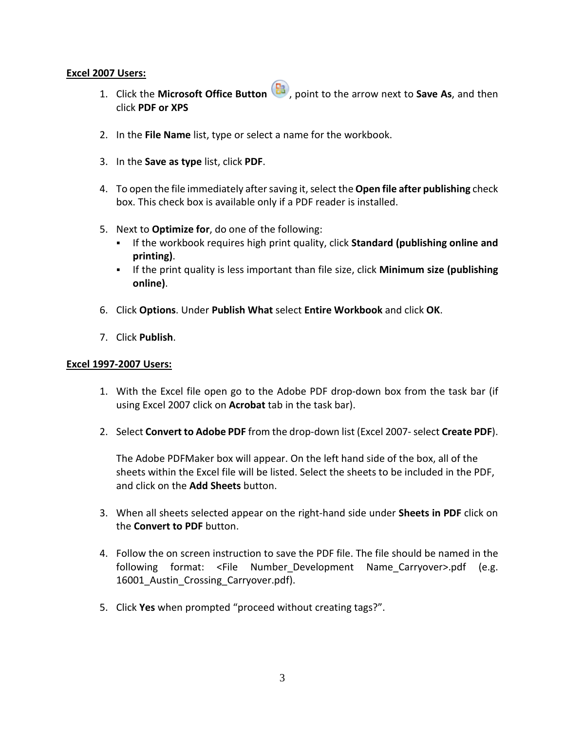**Excel 2007 Users:**

1. Click the **Microsoft Office Button**, point to the arrow next to **Save As**, and then click **PDF or XPS**

2. In the **File Name** list, type or select a name for the workbook.

3. In the **Save as type** list, click **PDF**.

4. To open the file immediately after saving it, select the **Open file after publishing** check box. This check box is available only if a PDF reader is installed.

5. Next to **Optimize for**, do one of the following:
   - If the workbook requires high print quality, click **Standard (publishing online and printing)**.
   - If the print quality is less important than file size, click **Minimum size (publishing online)**.

6. Click **Options**. Under **Publish What** select **Entire Workbook** and click **OK**.

7. Click **Publish**.

**Excel 1997-2007 Users:**

1. With the Excel file open go to the Adobe PDF drop-down box from the task bar (if using Excel 2007 click on **Acrobat** tab in the task bar).

2. Select **Convert to Adobe PDF** from the drop-down list (Excel 2007- select **Create PDF**).

   The Adobe PDFMaker box will appear. On the left hand side of the box, all of the sheets within the Excel file will be listed. Select the sheets to be included in the PDF, and click on the **Add Sheets** button.

3. When all sheets selected appear on the right-hand side under **Sheets in PDF** click on the **Convert to PDF** button.

4. Follow the on screen instruction to save the PDF file. The file should be named in the following format: <File Number_Development Name_Carryover>.pdf (e.g. 16001_Austin_Crossing_Carryover.pdf).

5. Click **Yes** when prompted "proceed without creating tags?".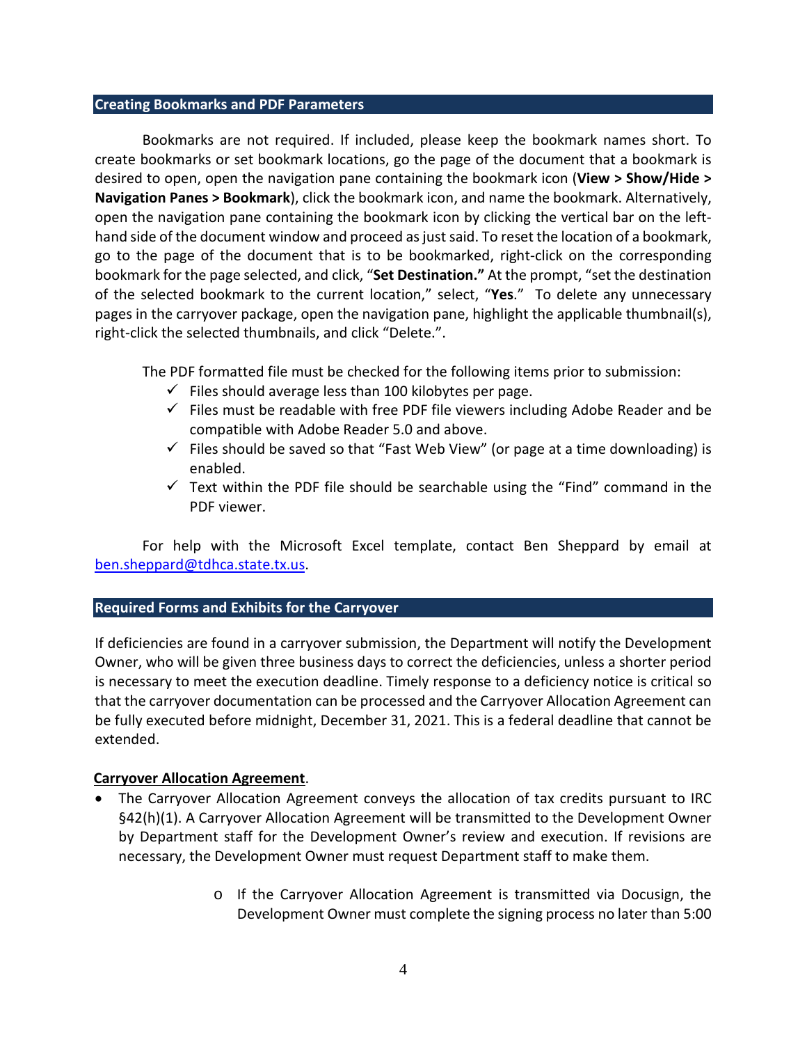## Creating Bookmarks and PDF Parameters

Bookmarks are not required. If included, please keep the bookmark names short. To create bookmarks or set bookmark locations, go the page of the document that a bookmark is desired to open, open the navigation pane containing the bookmark icon (**View > Show/Hide > Navigation Panes > Bookmark**), click the bookmark icon, and name the bookmark. Alternatively, open the navigation pane containing the bookmark icon by clicking the vertical bar on the left-hand side of the document window and proceed as just said. To reset the location of a bookmark, go to the page of the document that is to be bookmarked, right-click on the corresponding bookmark for the page selected, and click, "**Set Destination.**" At the prompt, "set the destination of the selected bookmark to the current location," select, "**Yes**." To delete any unnecessary pages in the carryover package, open the navigation pane, highlight the applicable thumbnail(s), right-click the selected thumbnails, and click "Delete.".

The PDF formatted file must be checked for the following items prior to submission:

- ✓ Files should average less than 100 kilobytes per page.
- ✓ Files must be readable with free PDF file viewers including Adobe Reader and be compatible with Adobe Reader 5.0 and above.
- ✓ Files should be saved so that "Fast Web View" (or page at a time downloading) is enabled.
- ✓ Text within the PDF file should be searchable using the "Find" command in the PDF viewer.

For help with the Microsoft Excel template, contact Ben Sheppard by email at ben.sheppard@tdhca.state.tx.us.

## Required Forms and Exhibits for the Carryover

If deficiencies are found in a carryover submission, the Department will notify the Development Owner, who will be given three business days to correct the deficiencies, unless a shorter period is necessary to meet the execution deadline. Timely response to a deficiency notice is critical so that the carryover documentation can be processed and the Carryover Allocation Agreement can be fully executed before midnight, December 31, 2021. This is a federal deadline that cannot be extended.

**Carryover Allocation Agreement**.

- The Carryover Allocation Agreement conveys the allocation of tax credits pursuant to IRC §42(h)(1). A Carryover Allocation Agreement will be transmitted to the Development Owner by Department staff for the Development Owner's review and execution. If revisions are necessary, the Development Owner must request Department staff to make them.
    - If the Carryover Allocation Agreement is transmitted via Docusign, the Development Owner must complete the signing process no later than 5:00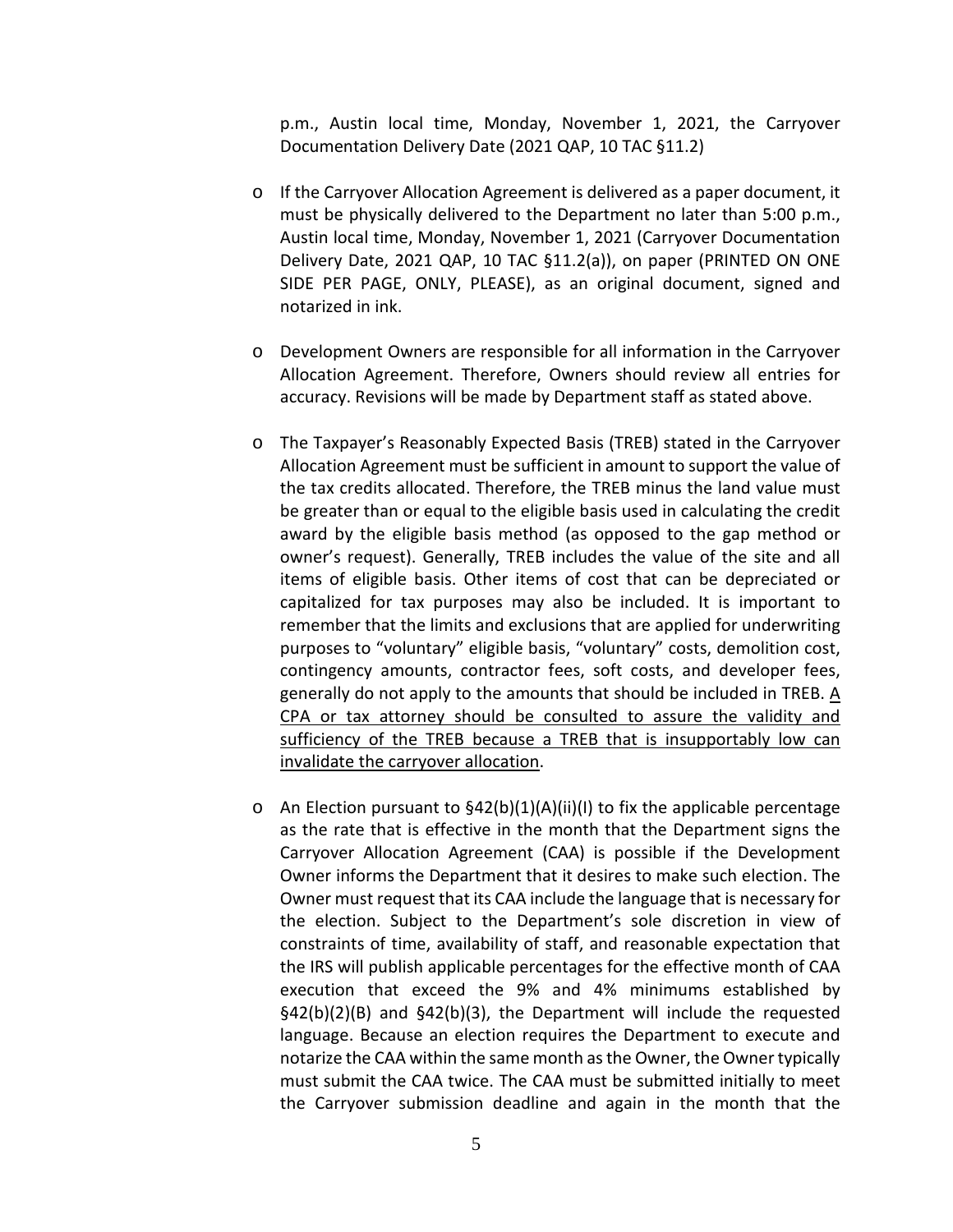p.m., Austin local time, Monday, November 1, 2021, the Carryover Documentation Delivery Date (2021 QAP, 10 TAC §11.2)

- If the Carryover Allocation Agreement is delivered as a paper document, it must be physically delivered to the Department no later than 5:00 p.m., Austin local time, Monday, November 1, 2021 (Carryover Documentation Delivery Date, 2021 QAP, 10 TAC §11.2(a)), on paper (PRINTED ON ONE SIDE PER PAGE, ONLY, PLEASE), as an original document, signed and notarized in ink.

- Development Owners are responsible for all information in the Carryover Allocation Agreement. Therefore, Owners should review all entries for accuracy. Revisions will be made by Department staff as stated above.

- The Taxpayer's Reasonably Expected Basis (TREB) stated in the Carryover Allocation Agreement must be sufficient in amount to support the value of the tax credits allocated. Therefore, the TREB minus the land value must be greater than or equal to the eligible basis used in calculating the credit award by the eligible basis method (as opposed to the gap method or owner's request). Generally, TREB includes the value of the site and all items of eligible basis. Other items of cost that can be depreciated or capitalized for tax purposes may also be included. It is important to remember that the limits and exclusions that are applied for underwriting purposes to "voluntary" eligible basis, "voluntary" costs, demolition cost, contingency amounts, contractor fees, soft costs, and developer fees, generally do not apply to the amounts that should be included in TREB. <u>A CPA or tax attorney should be consulted to assure the validity and sufficiency of the TREB because a TREB that is insupportably low can invalidate the carryover allocation</u>.

- An Election pursuant to §42(b)(1)(A)(ii)(I) to fix the applicable percentage as the rate that is effective in the month that the Department signs the Carryover Allocation Agreement (CAA) is possible if the Development Owner informs the Department that it desires to make such election. The Owner must request that its CAA include the language that is necessary for the election. Subject to the Department's sole discretion in view of constraints of time, availability of staff, and reasonable expectation that the IRS will publish applicable percentages for the effective month of CAA execution that exceed the 9% and 4% minimums established by §42(b)(2)(B) and §42(b)(3), the Department will include the requested language. Because an election requires the Department to execute and notarize the CAA within the same month as the Owner, the Owner typically must submit the CAA twice. The CAA must be submitted initially to meet the Carryover submission deadline and again in the month that the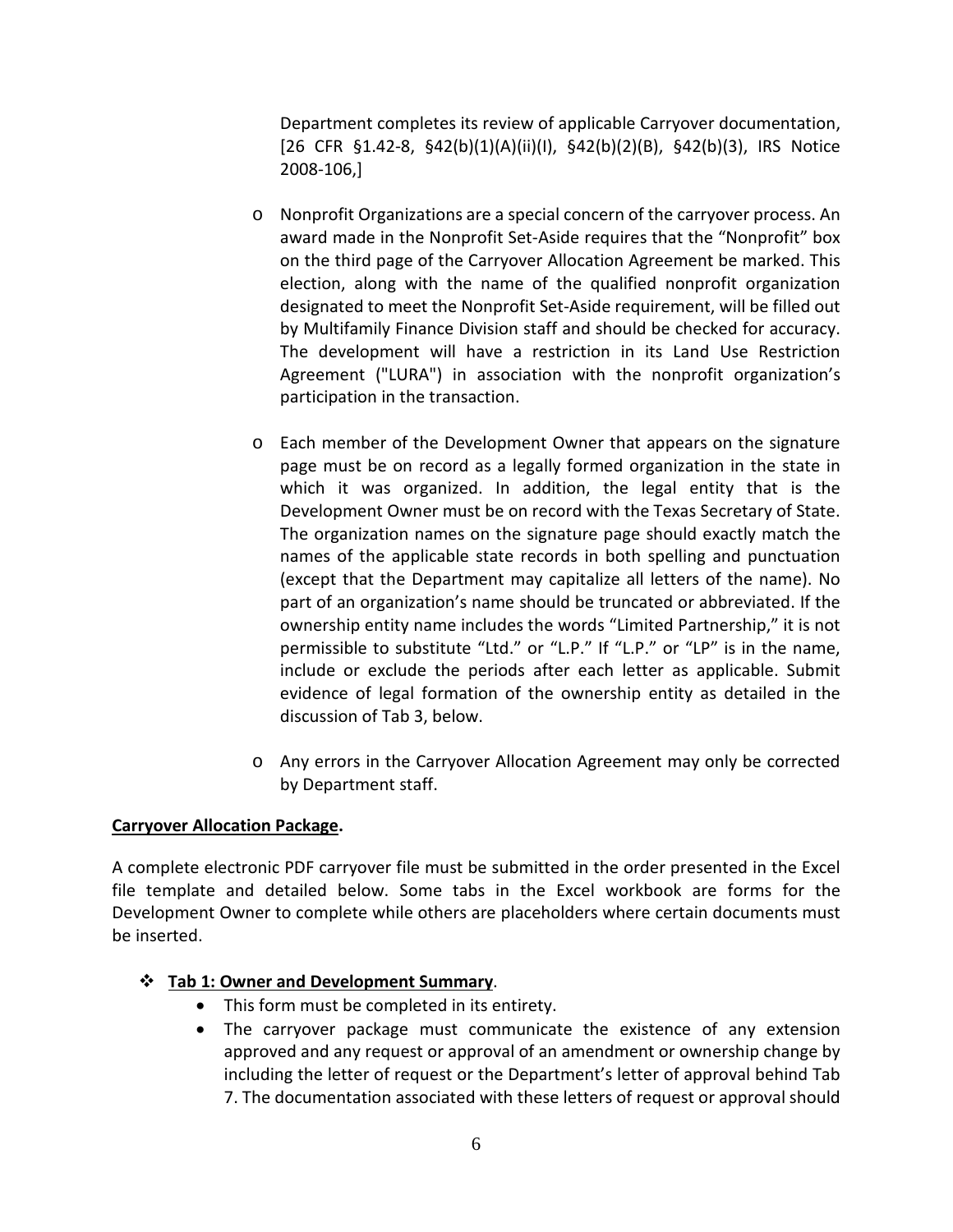Department completes its review of applicable Carryover documentation, [26 CFR §1.42-8, §42(b)(1)(A)(ii)(I), §42(b)(2)(B), §42(b)(3), IRS Notice 2008-106,]

- Nonprofit Organizations are a special concern of the carryover process. An award made in the Nonprofit Set-Aside requires that the "Nonprofit" box on the third page of the Carryover Allocation Agreement be marked. This election, along with the name of the qualified nonprofit organization designated to meet the Nonprofit Set-Aside requirement, will be filled out by Multifamily Finance Division staff and should be checked for accuracy. The development will have a restriction in its Land Use Restriction Agreement ("LURA") in association with the nonprofit organization's participation in the transaction.

- Each member of the Development Owner that appears on the signature page must be on record as a legally formed organization in the state in which it was organized. In addition, the legal entity that is the Development Owner must be on record with the Texas Secretary of State. The organization names on the signature page should exactly match the names of the applicable state records in both spelling and punctuation (except that the Department may capitalize all letters of the name). No part of an organization's name should be truncated or abbreviated. If the ownership entity name includes the words "Limited Partnership," it is not permissible to substitute "Ltd." or "L.P." If "L.P." or "LP" is in the name, include or exclude the periods after each letter as applicable. Submit evidence of legal formation of the ownership entity as detailed in the discussion of Tab 3, below.

- Any errors in the Carryover Allocation Agreement may only be corrected by Department staff.

**Carryover Allocation Package.**

A complete electronic PDF carryover file must be submitted in the order presented in the Excel file template and detailed below. Some tabs in the Excel workbook are forms for the Development Owner to complete while others are placeholders where certain documents must be inserted.

- **Tab 1: Owner and Development Summary**.
  - This form must be completed in its entirety.
  - The carryover package must communicate the existence of any extension approved and any request or approval of an amendment or ownership change by including the letter of request or the Department's letter of approval behind Tab 7. The documentation associated with these letters of request or approval should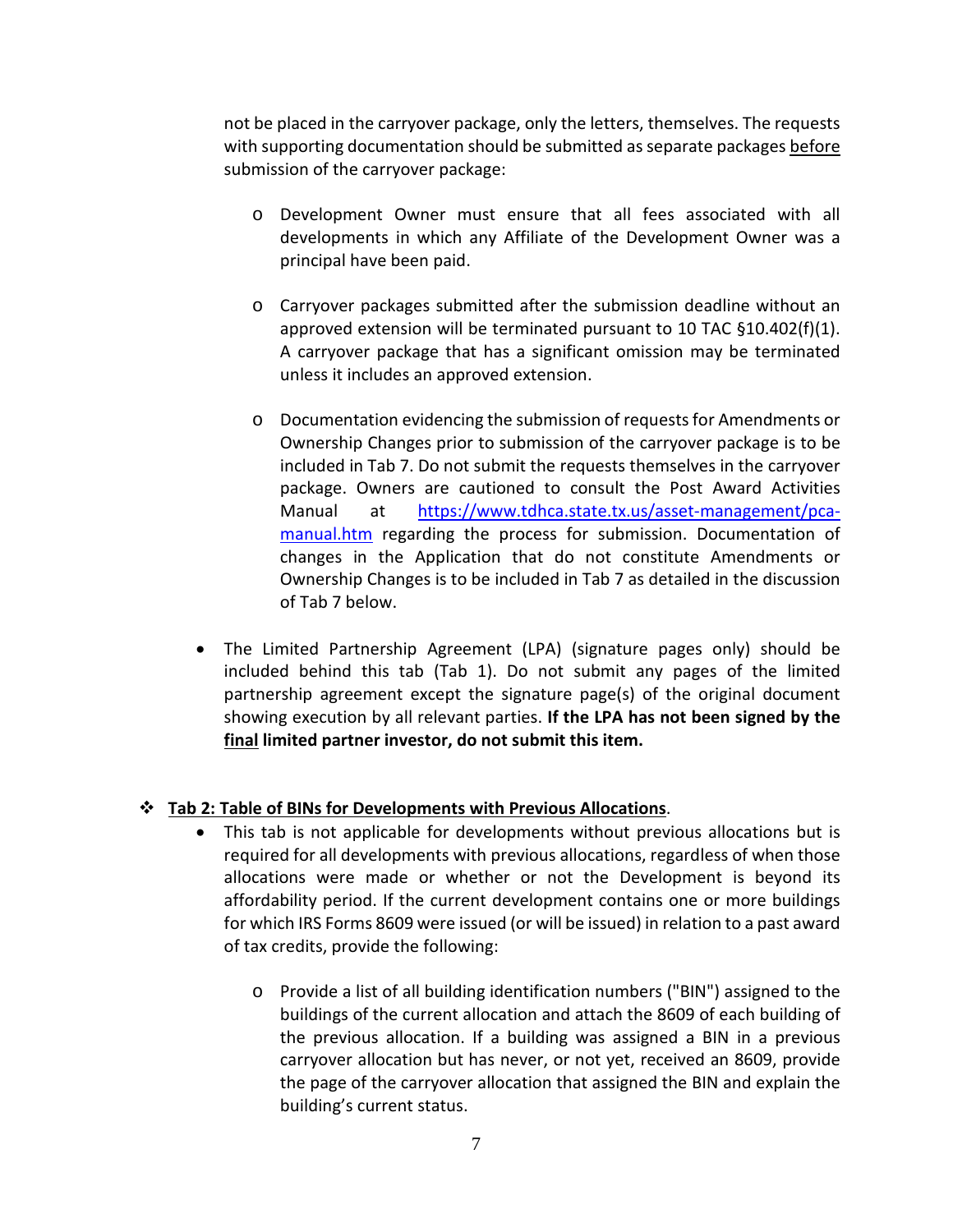not be placed in the carryover package, only the letters, themselves. The requests with supporting documentation should be submitted as separate packages <u>before</u> submission of the carryover package:

  - Development Owner must ensure that all fees associated with all developments in which any Affiliate of the Development Owner was a principal have been paid.

  - Carryover packages submitted after the submission deadline without an approved extension will be terminated pursuant to 10 TAC §10.402(f)(1). A carryover package that has a significant omission may be terminated unless it includes an approved extension.

  - Documentation evidencing the submission of requests for Amendments or Ownership Changes prior to submission of the carryover package is to be included in Tab 7. Do not submit the requests themselves in the carryover package. Owners are cautioned to consult the Post Award Activities Manual at [https://www.tdhca.state.tx.us/asset-management/pca-manual.htm](https://www.tdhca.state.tx.us/asset-management/pca-manual.htm) regarding the process for submission. Documentation of changes in the Application that do not constitute Amendments or Ownership Changes is to be included in Tab 7 as detailed in the discussion of Tab 7 below.

- The Limited Partnership Agreement (LPA) (signature pages only) should be included behind this tab (Tab 1). Do not submit any pages of the limited partnership agreement except the signature page(s) of the original document showing execution by all relevant parties. **If the LPA has not been signed by the <u>final</u> limited partner investor, do not submit this item.**

❖ **<u>Tab 2: Table of BINs for Developments with Previous Allocations</u>**.

- This tab is not applicable for developments without previous allocations but is required for all developments with previous allocations, regardless of when those allocations were made or whether or not the Development is beyond its affordability period. If the current development contains one or more buildings for which IRS Forms 8609 were issued (or will be issued) in relation to a past award of tax credits, provide the following:

  - Provide a list of all building identification numbers ("BIN") assigned to the buildings of the current allocation and attach the 8609 of each building of the previous allocation. If a building was assigned a BIN in a previous carryover allocation but has never, or not yet, received an 8609, provide the page of the carryover allocation that assigned the BIN and explain the building's current status.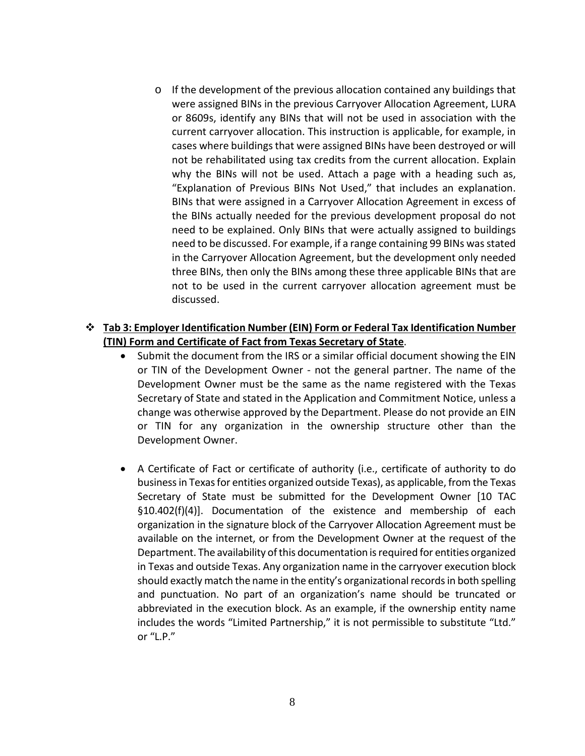- If the development of the previous allocation contained any buildings that were assigned BINs in the previous Carryover Allocation Agreement, LURA or 8609s, identify any BINs that will not be used in association with the current carryover allocation. This instruction is applicable, for example, in cases where buildings that were assigned BINs have been destroyed or will not be rehabilitated using tax credits from the current allocation. Explain why the BINs will not be used. Attach a page with a heading such as, "Explanation of Previous BINs Not Used," that includes an explanation. BINs that were assigned in a Carryover Allocation Agreement in excess of the BINs actually needed for the previous development proposal do not need to be explained. Only BINs that were actually assigned to buildings need to be discussed. For example, if a range containing 99 BINs was stated in the Carryover Allocation Agreement, but the development only needed three BINs, then only the BINs among these three applicable BINs that are not to be used in the current carryover allocation agreement must be discussed.

❖ **Tab 3: Employer Identification Number (EIN) Form or Federal Tax Identification Number (TIN) Form and Certificate of Fact from Texas Secretary of State**.

- Submit the document from the IRS or a similar official document showing the EIN or TIN of the Development Owner - not the general partner. The name of the Development Owner must be the same as the name registered with the Texas Secretary of State and stated in the Application and Commitment Notice, unless a change was otherwise approved by the Department. Please do not provide an EIN or TIN for any organization in the ownership structure other than the Development Owner.

- A Certificate of Fact or certificate of authority (i.e., certificate of authority to do business in Texas for entities organized outside Texas), as applicable, from the Texas Secretary of State must be submitted for the Development Owner [10 TAC §10.402(f)(4)]. Documentation of the existence and membership of each organization in the signature block of the Carryover Allocation Agreement must be available on the internet, or from the Development Owner at the request of the Department. The availability of this documentation is required for entities organized in Texas and outside Texas. Any organization name in the carryover execution block should exactly match the name in the entity's organizational records in both spelling and punctuation. No part of an organization's name should be truncated or abbreviated in the execution block. As an example, if the ownership entity name includes the words "Limited Partnership," it is not permissible to substitute "Ltd." or "L.P."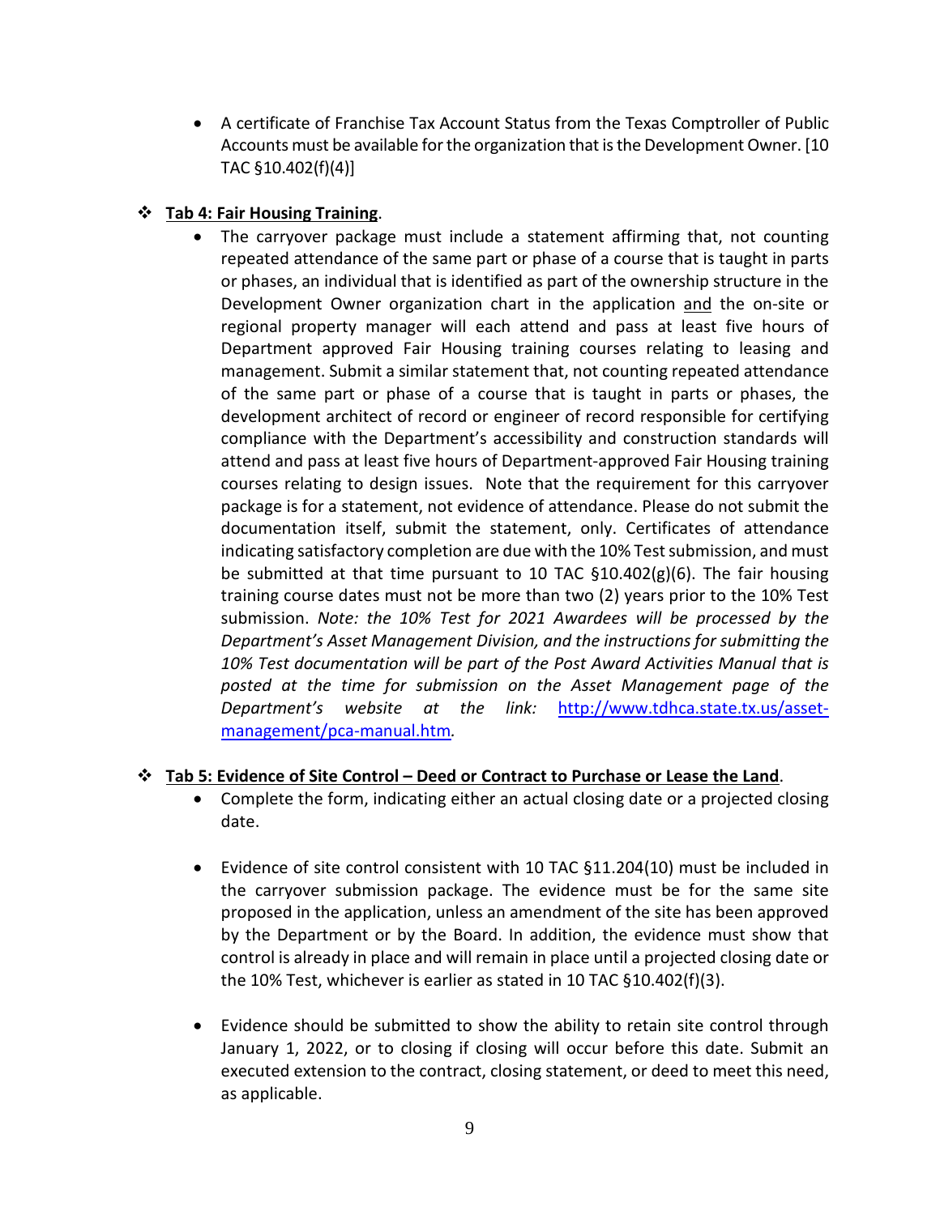- A certificate of Franchise Tax Account Status from the Texas Comptroller of Public Accounts must be available for the organization that is the Development Owner. [10 TAC §10.402(f)(4)]

❖ **Tab 4: Fair Housing Training**.

- The carryover package must include a statement affirming that, not counting repeated attendance of the same part or phase of a course that is taught in parts or phases, an individual that is identified as part of the ownership structure in the Development Owner organization chart in the application and the on-site or regional property manager will each attend and pass at least five hours of Department approved Fair Housing training courses relating to leasing and management. Submit a similar statement that, not counting repeated attendance of the same part or phase of a course that is taught in parts or phases, the development architect of record or engineer of record responsible for certifying compliance with the Department's accessibility and construction standards will attend and pass at least five hours of Department-approved Fair Housing training courses relating to design issues. Note that the requirement for this carryover package is for a statement, not evidence of attendance. Please do not submit the documentation itself, submit the statement, only. Certificates of attendance indicating satisfactory completion are due with the 10% Test submission, and must be submitted at that time pursuant to 10 TAC §10.402(g)(6). The fair housing training course dates must not be more than two (2) years prior to the 10% Test submission. *Note: the 10% Test for 2021 Awardees will be processed by the Department's Asset Management Division, and the instructions for submitting the 10% Test documentation will be part of the Post Award Activities Manual that is posted at the time for submission on the Asset Management page of the Department's website at the link:* [http://www.tdhca.state.tx.us/asset-management/pca-manual.htm](http://www.tdhca.state.tx.us/asset-management/pca-manual.htm).

❖ **Tab 5: Evidence of Site Control – Deed or Contract to Purchase or Lease the Land**.

- Complete the form, indicating either an actual closing date or a projected closing date.

- Evidence of site control consistent with 10 TAC §11.204(10) must be included in the carryover submission package. The evidence must be for the same site proposed in the application, unless an amendment of the site has been approved by the Department or by the Board. In addition, the evidence must show that control is already in place and will remain in place until a projected closing date or the 10% Test, whichever is earlier as stated in 10 TAC §10.402(f)(3).

- Evidence should be submitted to show the ability to retain site control through January 1, 2022, or to closing if closing will occur before this date. Submit an executed extension to the contract, closing statement, or deed to meet this need, as applicable.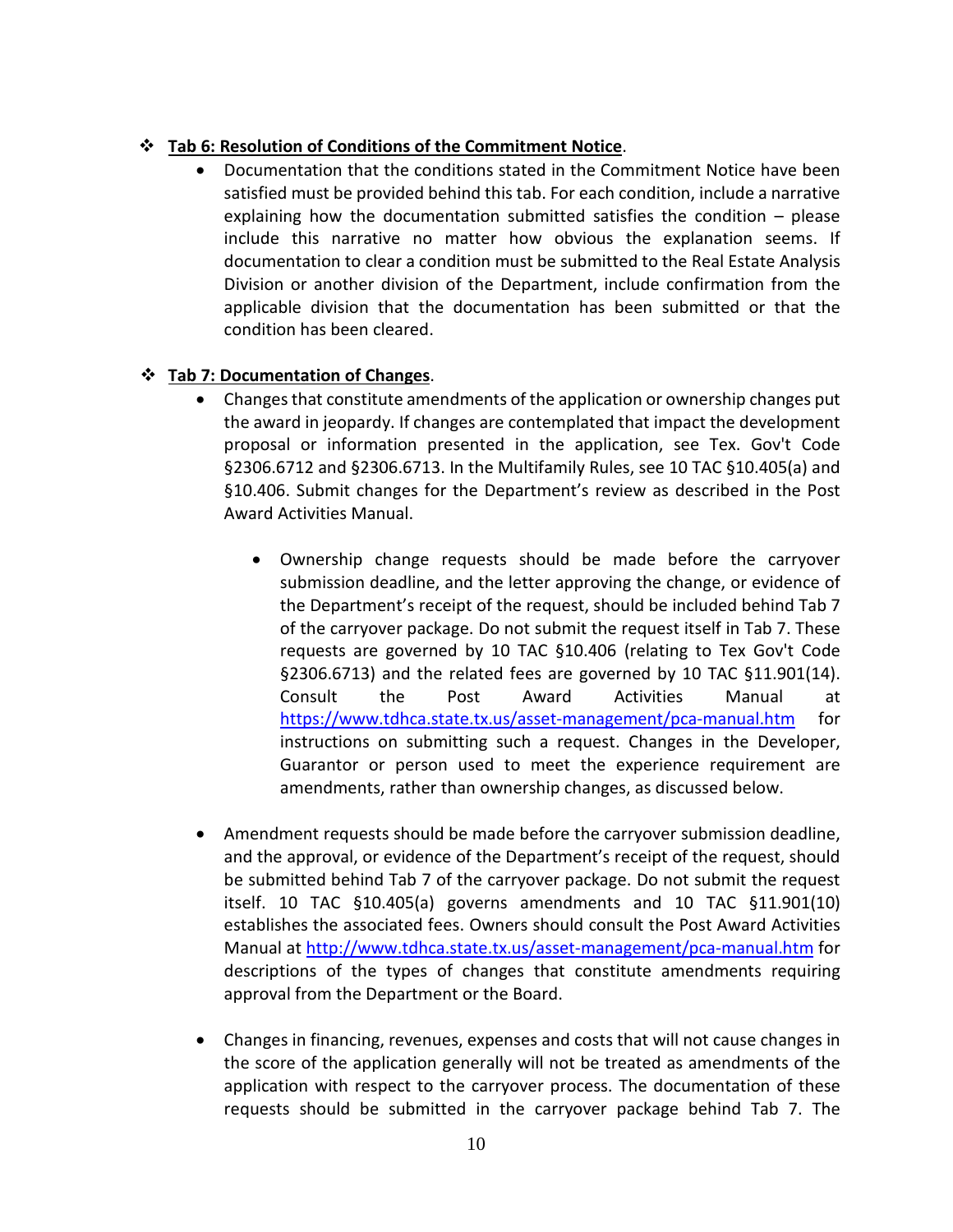- **<u>Tab 6: Resolution of Conditions of the Commitment Notice</u>**.
  - Documentation that the conditions stated in the Commitment Notice have been satisfied must be provided behind this tab. For each condition, include a narrative explaining how the documentation submitted satisfies the condition – please include this narrative no matter how obvious the explanation seems. If documentation to clear a condition must be submitted to the Real Estate Analysis Division or another division of the Department, include confirmation from the applicable division that the documentation has been submitted or that the condition has been cleared.

- **<u>Tab 7: Documentation of Changes</u>**.
  - Changes that constitute amendments of the application or ownership changes put the award in jeopardy. If changes are contemplated that impact the development proposal or information presented in the application, see Tex. Gov't Code §2306.6712 and §2306.6713. In the Multifamily Rules, see 10 TAC §10.405(a) and §10.406. Submit changes for the Department's review as described in the Post Award Activities Manual.

    - Ownership change requests should be made before the carryover submission deadline, and the letter approving the change, or evidence of the Department's receipt of the request, should be included behind Tab 7 of the carryover package. Do not submit the request itself in Tab 7. These requests are governed by 10 TAC §10.406 (relating to Tex Gov't Code §2306.6713) and the related fees are governed by 10 TAC §11.901(14). Consult the Post Award Activities Manual at https://www.tdhca.state.tx.us/asset-management/pca-manual.htm for instructions on submitting such a request. Changes in the Developer, Guarantor or person used to meet the experience requirement are amendments, rather than ownership changes, as discussed below.

  - Amendment requests should be made before the carryover submission deadline, and the approval, or evidence of the Department's receipt of the request, should be submitted behind Tab 7 of the carryover package. Do not submit the request itself. 10 TAC §10.405(a) governs amendments and 10 TAC §11.901(10) establishes the associated fees. Owners should consult the Post Award Activities Manual at http://www.tdhca.state.tx.us/asset-management/pca-manual.htm for descriptions of the types of changes that constitute amendments requiring approval from the Department or the Board.

  - Changes in financing, revenues, expenses and costs that will not cause changes in the score of the application generally will not be treated as amendments of the application with respect to the carryover process. The documentation of these requests should be submitted in the carryover package behind Tab 7. The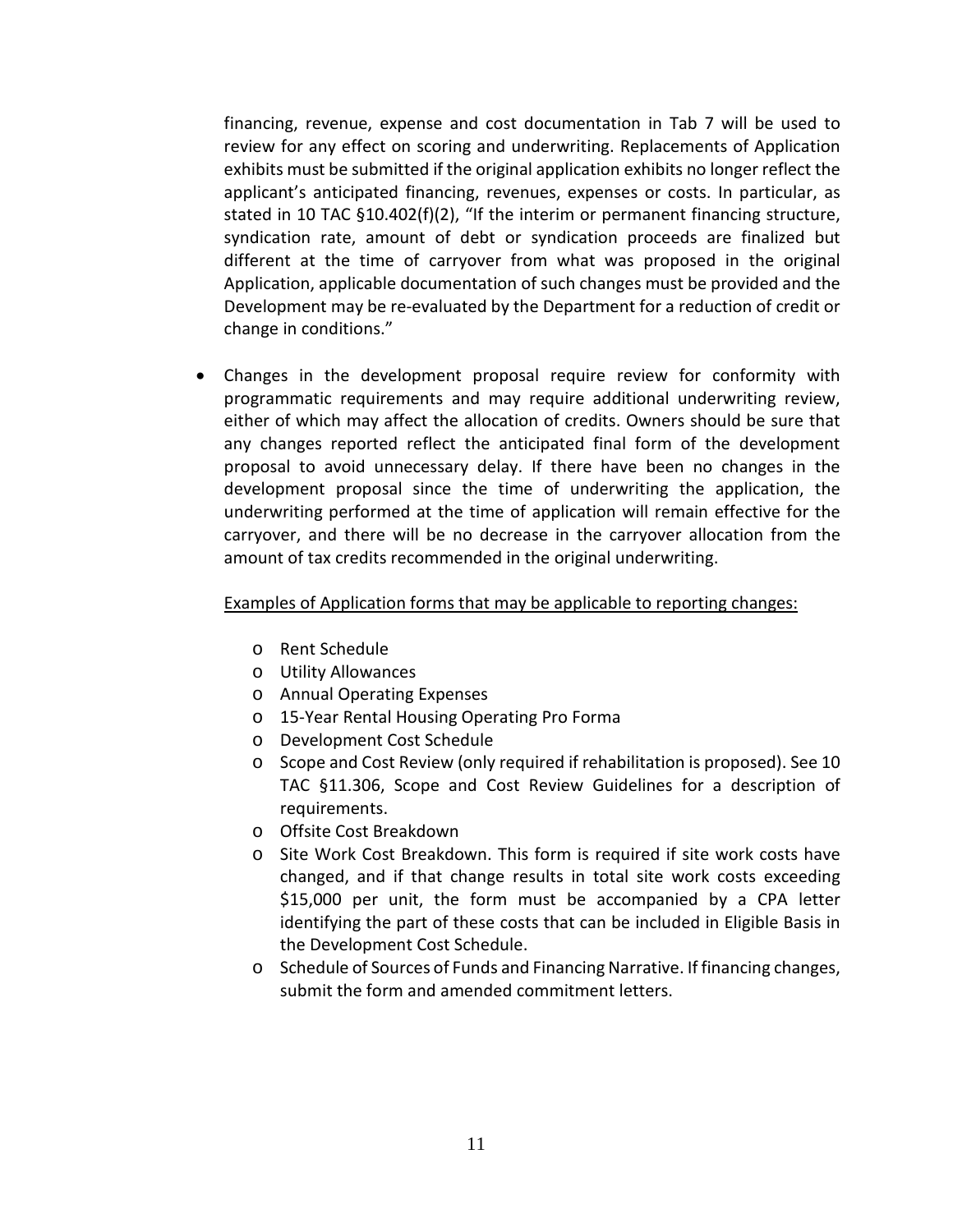financing, revenue, expense and cost documentation in Tab 7 will be used to review for any effect on scoring and underwriting. Replacements of Application exhibits must be submitted if the original application exhibits no longer reflect the applicant's anticipated financing, revenues, expenses or costs. In particular, as stated in 10 TAC §10.402(f)(2), "If the interim or permanent financing structure, syndication rate, amount of debt or syndication proceeds are finalized but different at the time of carryover from what was proposed in the original Application, applicable documentation of such changes must be provided and the Development may be re-evaluated by the Department for a reduction of credit or change in conditions."

- Changes in the development proposal require review for conformity with programmatic requirements and may require additional underwriting review, either of which may affect the allocation of credits. Owners should be sure that any changes reported reflect the anticipated final form of the development proposal to avoid unnecessary delay. If there have been no changes in the development proposal since the time of underwriting the application, the underwriting performed at the time of application will remain effective for the carryover, and there will be no decrease in the carryover allocation from the amount of tax credits recommended in the original underwriting.

  <u>Examples of Application forms that may be applicable to reporting changes:</u>

  - Rent Schedule
  - Utility Allowances
  - Annual Operating Expenses
  - 15-Year Rental Housing Operating Pro Forma
  - Development Cost Schedule
  - Scope and Cost Review (only required if rehabilitation is proposed). See 10 TAC §11.306, Scope and Cost Review Guidelines for a description of requirements.
  - Offsite Cost Breakdown
  - Site Work Cost Breakdown. This form is required if site work costs have changed, and if that change results in total site work costs exceeding $15,000 per unit, the form must be accompanied by a CPA letter identifying the part of these costs that can be included in Eligible Basis in the Development Cost Schedule.
  - Schedule of Sources of Funds and Financing Narrative. If financing changes, submit the form and amended commitment letters.